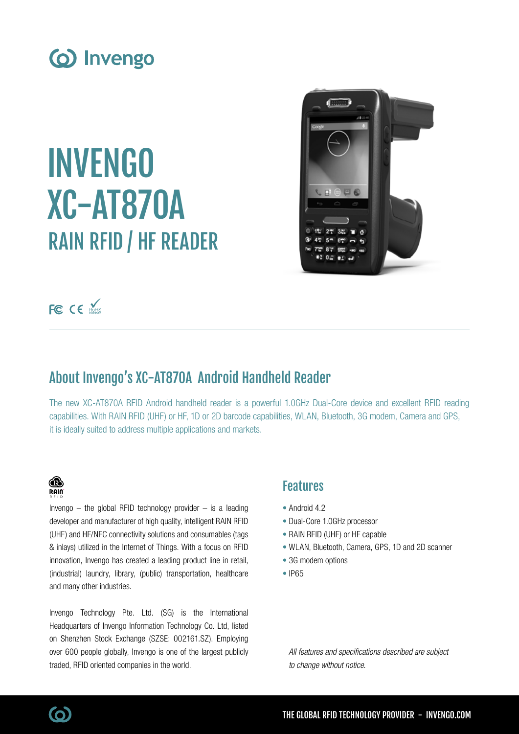Invengo

# INVENGO XC-AT870A

## RAIN RFID / HF READER

## About Invengo's XC-AT870A Android Handheld Reader

The new XC-AT870A RFID Android handheld reader is a powerful 1.0GHz Dual-Core device and excellent RFID reading capabilities. With RAIN RFID (UHF) or HF, 1D or 2D barcode capabilities, WLAN, Bluetooth, 3G modem, Camera and GPS, it is ideally suited to address multiple applications and markets.

Invengo – the global RFID technology provider – is a leading developer and manufacturer of high quality, intelligent RAIN RFID (UHF) and HF/NFC connectivity solutions and consumables (tags & inlays) utilized in the Internet of Things. With a focus on RFID innovation, Invengo has created a leading product line in retail, (industrial) laundry, library, (public) transportation, healthcare and many other industries.

Invengo Technology Pte. Ltd. (SG) is the International Headquarters of Invengo Information Technology Co. Ltd, listed on Shenzhen Stock Exchange (SZSE: 002161.SZ). Employing over 600 people globally, Invengo is one of the largest publicly traded, RFID oriented companies in the world.

## Features

- Android 4.2
- Dual-Core 1.0GHz processor
- RAIN RFID (UHF) or HF capable
- WLAN, Bluetooth, Camera, GPS, 1D and 2D scanner
- 3G modem options
- IP65

*All features and specifications described are subject to change without notice.*

THE GLOBAL RFID TECHNOLOGY PROVIDER - INVENGO.COM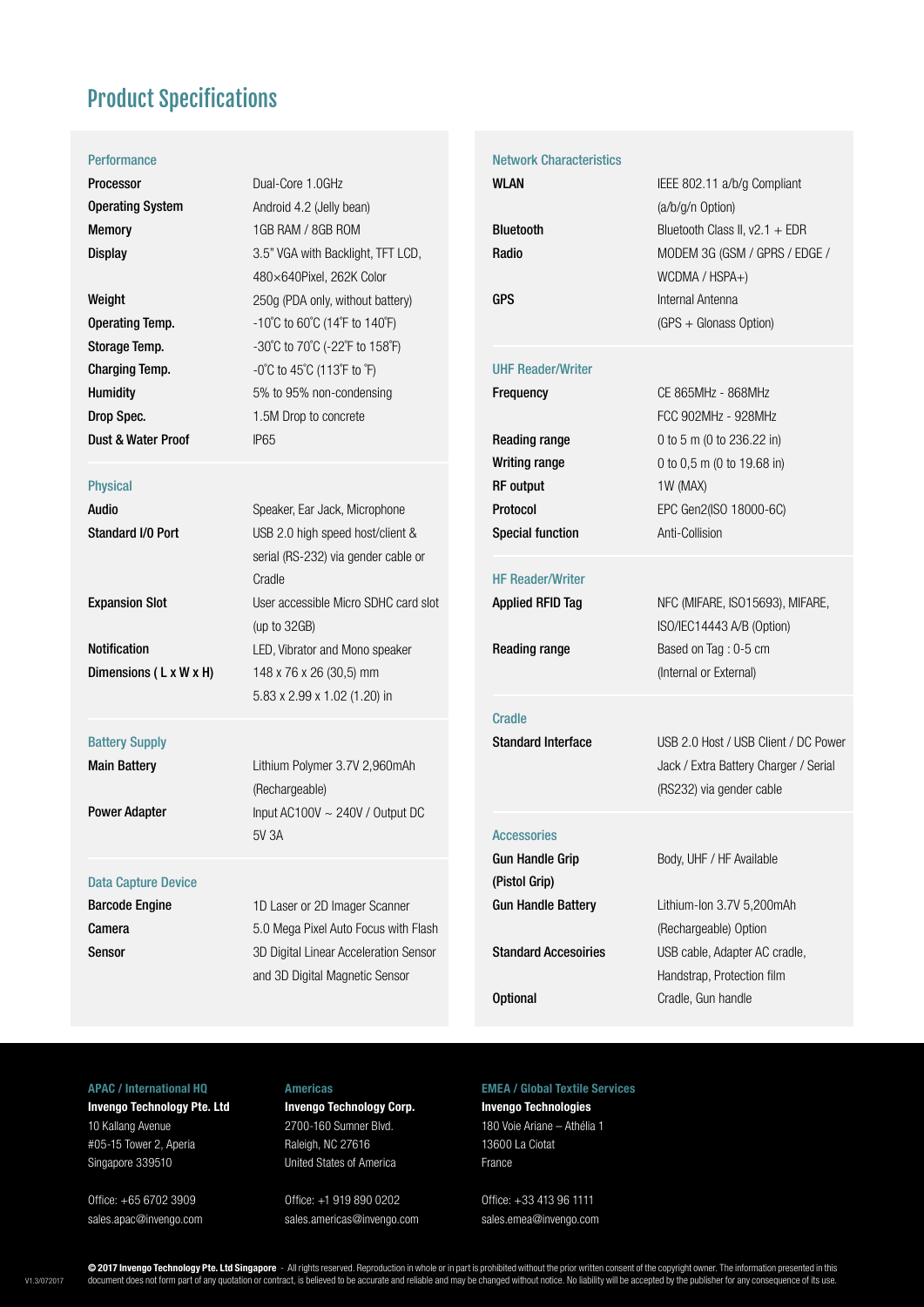# Product Specifications

### Performance

| | |
|---|---|
| Processor | Dual-Core 1.0GHz |
| Operating System | Android 4.2 (Jelly bean) |
| Memory | 1GB RAM / 8GB ROM |
| Display | 3.5" VGA with Backlight, TFT LCD, 480×640Pixel, 262K Color |
| Weight | 250g (PDA only, without battery) |
| Operating Temp. | -10˚C to 60˚C (14˚F to 140˚F) |
| Storage Temp. | -30˚C to 70˚C (-22˚F to 158˚F) |
| Charging Temp. | -0˚C to 45˚C (113˚F to ˚F) |
| Humidity | 5% to 95% non-condensing |
| Drop Spec. | 1.5M Drop to concrete |
| Dust & Water Proof | IP65 |

### Physical

| | |
|---|---|
| Audio | Speaker, Ear Jack, Microphone |
| Standard I/O Port | USB 2.0 high speed host/client & serial (RS-232) via gender cable or Cradle |
| Expansion Slot | User accessible Micro SDHC card slot (up to 32GB) |
| Notification | LED, Vibrator and Mono speaker |
| Dimensions ( L x W x H) | 148 x 76 x 26 (30,5) mm<br>5.83 x 2.99 x 1.02 (1.20) in |

### Battery Supply

| | |
|---|---|
| Main Battery | Lithium Polymer 3.7V 2,960mAh (Rechargeable) |
| Power Adapter | Input AC100V ~ 240V / Output DC 5V 3A |

### Data Capture Device

| | |
|---|---|
| Barcode Engine | 1D Laser or 2D Imager Scanner |
| Camera | 5.0 Mega Pixel Auto Focus with Flash |
| Sensor | 3D Digital Linear Acceleration Sensor and 3D Digital Magnetic Sensor |

### Network Characteristics

| | |
|---|---|
| WLAN | IEEE 802.11 a/b/g Compliant (a/b/g/n Option) |
| Bluetooth | Bluetooth Class II, v2.1 + EDR |
| Radio | MODEM 3G (GSM / GPRS / EDGE / WCDMA / HSPA+) |
| GPS | Internal Antenna (GPS + Glonass Option) |

### UHF Reader/Writer

| | |
|---|---|
| Frequency | CE 865MHz - 868MHz<br>FCC 902MHz - 928MHz |
| Reading range | 0 to 5 m (0 to 236.22 in) |
| Writing range | 0 to 0,5 m (0 to 19.68 in) |
| RF output | 1W (MAX) |
| Protocol | EPC Gen2(ISO 18000-6C) |
| Special function | Anti-Collision |

### HF Reader/Writer

| | |
|---|---|
| Applied RFID Tag | NFC (MIFARE, ISO15693), MIFARE, ISO/IEC14443 A/B (Option) |
| Reading range | Based on Tag : 0-5 cm (Internal or External) |

### Cradle

| | |
|---|---|
| Standard Interface | USB 2.0 Host / USB Client / DC Power Jack / Extra Battery Charger / Serial (RS232) via gender cable |

### Accessories

| | |
|---|---|
| Gun Handle Grip (Pistol Grip) | Body, UHF / HF Available |
| Gun Handle Battery | Lithium-Ion 3.7V 5,200mAh (Rechargeable) Option |
| Standard Accesoiries | USB cable, Adapter AC cradle, Handstrap, Protection film |
| Optional | Cradle, Gun handle |

**APAC / International HQ**
**Invengo Technology Pte. Ltd**
10 Kallang Avenue
#05-15 Tower 2, Aperia
Singapore 339510

Office: +65 6702 3909
sales.apac@invengo.com

**Americas**
**Invengo Technology Corp.**
2700-160 Sumner Blvd.
Raleigh, NC 27616
United States of America

Office: +1 919 890 0202
sales.americas@invengo.com

**EMEA / Global Textile Services**
**Invengo Technologies**
180 Voie Ariane – Athélia 1
13600 La Ciotat
France

Office: +33 413 96 1111
sales.emea@invengo.com

**© 2017 Invengo Technology Pte. Ltd Singapore** - All rights reserved. Reproduction in whole or in part is prohibited without the prior written consent of the copyright owner. The information presented in this document does not form part of any quotation or contract, is believed to be accurate and reliable and may be changed without notice. No liability will be accepted by the publisher for any consequence of its use.

V1.3/072017